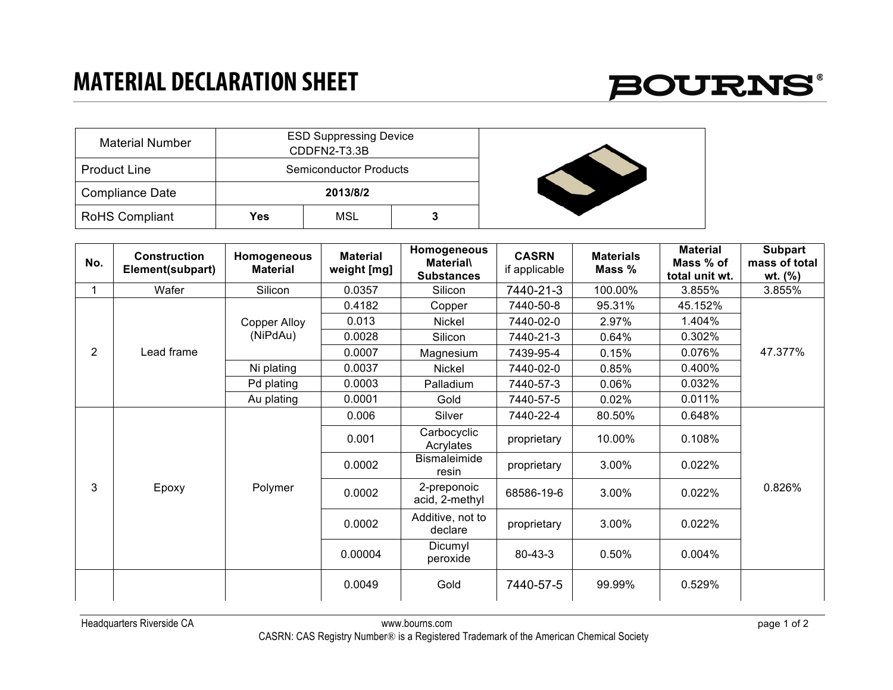# MATERIAL DECLARATION SHEET

BOURNS®

| Material Number | ESD Suppressing Device CDDFN2-T3.3B | | |
|---|---|---|---|
| Product Line | Semiconductor Products | | |
| Compliance Date | **2013/8/2** | | |
| RoHS Compliant | **Yes** | MSL | **3** |

| No. | Construction Element(subpart) | Homogeneous Material | Material weight [mg] | Homogeneous Material\ Substances | CASRN if applicable | Materials Mass % | Material Mass % of total unit wt. | Subpart mass of total wt. (%) |
|---|---|---|---|---|---|---|---|---|
| 1 | Wafer | Silicon | 0.0357 | Silicon | 7440-21-3 | 100.00% | 3.855% | 3.855% |
| 2 | Lead frame | Copper Alloy (NiPdAu) | 0.4182 | Copper | 7440-50-8 | 95.31% | 45.152% | 47.377% |
| | | | 0.013 | Nickel | 7440-02-0 | 2.97% | 1.404% | |
| | | | 0.0028 | Silicon | 7440-21-3 | 0.64% | 0.302% | |
| | | | 0.0007 | Magnesium | 7439-95-4 | 0.15% | 0.076% | |
| | | Ni plating | 0.0037 | Nickel | 7440-02-0 | 0.85% | 0.400% | |
| | | Pd plating | 0.0003 | Palladium | 7440-57-3 | 0.06% | 0.032% | |
| | | Au plating | 0.0001 | Gold | 7440-57-5 | 0.02% | 0.011% | |
| 3 | Epoxy | Polymer | 0.006 | Silver | 7440-22-4 | 80.50% | 0.648% | 0.826% |
| | | | 0.001 | Carbocyclic Acrylates | proprietary | 10.00% | 0.108% | |
| | | | 0.0002 | Bismaleimide resin | proprietary | 3.00% | 0.022% | |
| | | | 0.0002 | 2-preponoic acid, 2-methyl | 68586-19-6 | 3.00% | 0.022% | |
| | | | 0.0002 | Additive, not to declare | proprietary | 3.00% | 0.022% | |
| | | | 0.00004 | Dicumyl peroxide | 80-43-3 | 0.50% | 0.004% | |
| | | | 0.0049 | Gold | 7440-57-5 | 99.99% | 0.529% | |

Headquarters Riverside CA

www.bourns.com

CASRN: CAS Registry Number® is a Registered Trademark of the American Chemical Society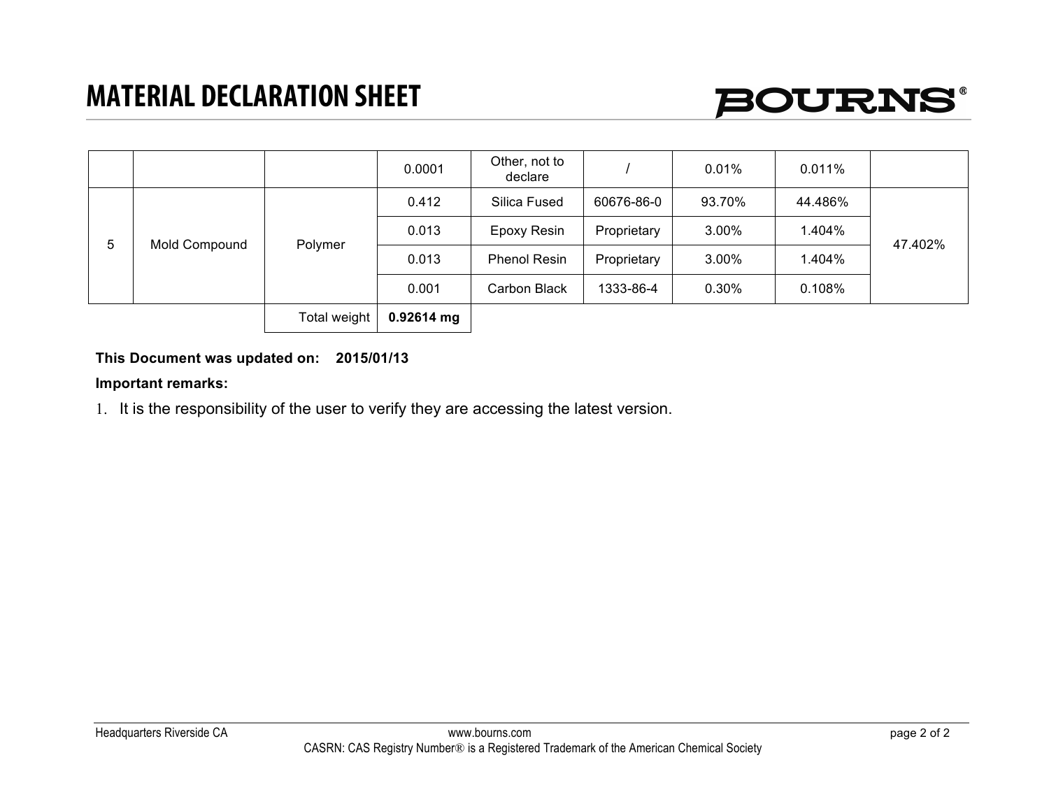# MATERIAL DECLARATION SHEET

| | | | | | | | | |
|---|---|---|---|---|---|---|---|---|
| | | | 0.0001 | Other, not to declare | / | 0.01% | 0.011% | |
| 5 | Mold Compound | Polymer | 0.412 | Silica Fused | 60676-86-0 | 93.70% | 44.486% | 47.402% |
| | | | 0.013 | Epoxy Resin | Proprietary | 3.00% | 1.404% | |
| | | | 0.013 | Phenol Resin | Proprietary | 3.00% | 1.404% | |
| | | | 0.001 | Carbon Black | 1333-86-4 | 0.30% | 0.108% | |
| | | Total weight | **0.92614 mg** | | | | | |

**This Document was updated on: 2015/01/13**

**Important remarks:**

1. It is the responsibility of the user to verify they are accessing the latest version.

Headquarters Riverside CA

www.bourns.com

CASRN: CAS Registry Number® is a Registered Trademark of the American Chemical Society